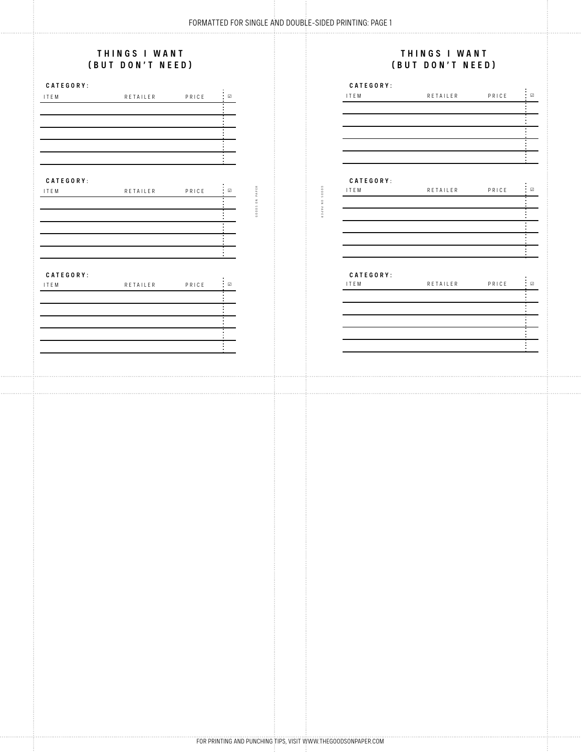## THINGS I WANT (BUT DON'T NEED)

**CATEGORY:**

| ITEM | RETAILER | PRICE | ☑ |
|---|---|---|---|
| | | | |
| | | | |
| | | | |
| | | | |
| | | | |

**CATEGORY:**

| ITEM | RETAILER | PRICE | ☑ |
|---|---|---|---|
| | | | |
| | | | |
| | | | |
| | | | |
| | | | |

**CATEGORY:**

| ITEM | RETAILER | PRICE | ☑ |
|---|---|---|---|
| | | | |
| | | | |
| | | | |
| | | | |
| | | | |

GOODS ON PAPER

## THINGS I WANT (BUT DON'T NEED)

**CATEGORY:**

| ITEM | RETAILER | PRICE | ☑ |
|---|---|---|---|
| | | | |
| | | | |
| | | | |
| | | | |
| | | | |

**CATEGORY:**

| ITEM | RETAILER | PRICE | ☑ |
|---|---|---|---|
| | | | |
| | | | |
| | | | |
| | | | |
| | | | |

**CATEGORY:**

| ITEM | RETAILER | PRICE | ☑ |
|---|---|---|---|
| | | | |
| | | | |
| | | | |
| | | | |
| | | | |

GOODS ON PAPER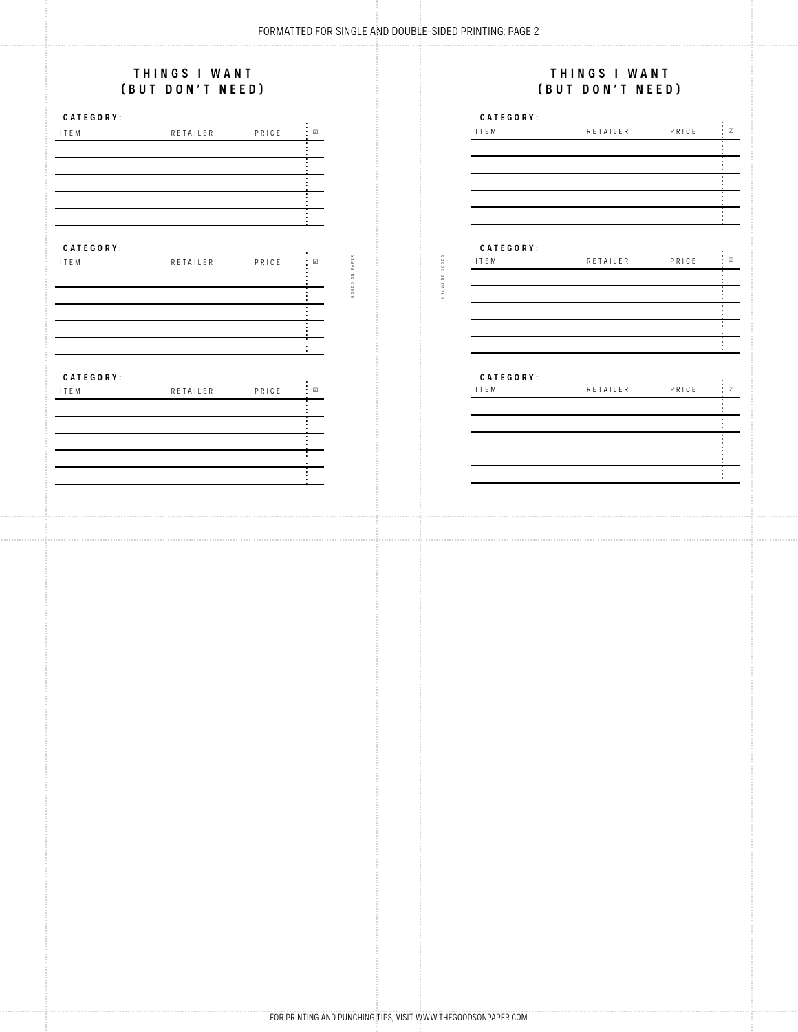FORMATTED FOR SINGLE AND DOUBLE-SIDED PRINTING: PAGE 2

## THINGS I WANT (BUT DON'T NEED)

**CATEGORY:**

| ITEM | RETAILER | PRICE | ☑ |
| --- | --- | --- | --- |
| | | | |
| | | | |
| | | | |
| | | | |
| | | | |

**CATEGORY:**

| ITEM | RETAILER | PRICE | ☑ |
| --- | --- | --- | --- |
| | | | |
| | | | |
| | | | |
| | | | |
| | | | |

**CATEGORY:**

| ITEM | RETAILER | PRICE | ☑ |
| --- | --- | --- | --- |
| | | | |
| | | | |
| | | | |
| | | | |
| | | | |

GOODS ON PAPER

## THINGS I WANT (BUT DON'T NEED)

**CATEGORY:**

| ITEM | RETAILER | PRICE | ☑ |
| --- | --- | --- | --- |
| | | | |
| | | | |
| | | | |
| | | | |
| | | | |

**CATEGORY:**

| ITEM | RETAILER | PRICE | ☑ |
| --- | --- | --- | --- |
| | | | |
| | | | |
| | | | |
| | | | |
| | | | |

**CATEGORY:**

| ITEM | RETAILER | PRICE | ☑ |
| --- | --- | --- | --- |
| | | | |
| | | | |
| | | | |
| | | | |
| | | | |

GOODS ON PAPER

FOR PRINTING AND PUNCHING TIPS, VISIT WWW.THEGOODSONPAPER.COM